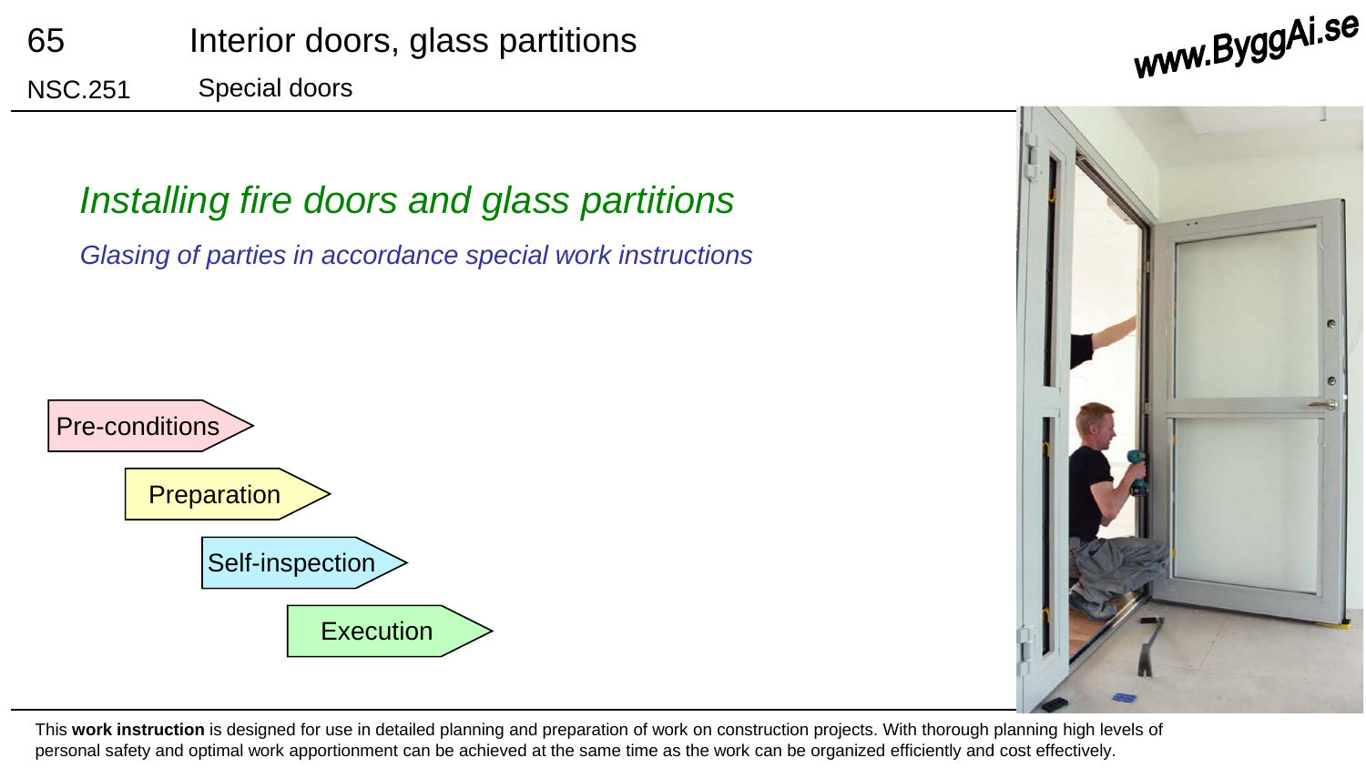65 Interior doors, glass partitions

NSC.251 Special doors

# Installing fire doors and glass partitions

*Glasing of parties in accordance special work instructions*

- Pre-conditions
- Preparation
- Self-inspection
- Execution

This **work instruction** is designed for use in detailed planning and preparation of work on construction projects. With thorough planning high levels of personal safety and optimal work apportionment can be achieved at the same time as the work can be organized efficiently and cost effectively.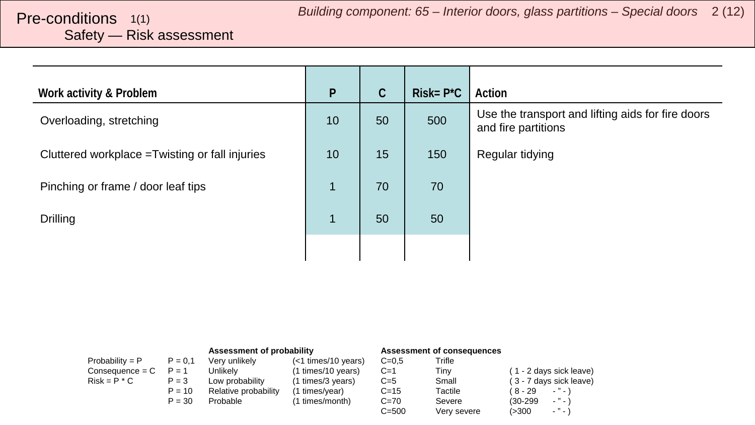# Pre-conditions 1(1)

## Safety — Risk assessment

| Work activity & Problem | P | C | Risk= P*C | Action |
|---|---|---|---|---|
| Overloading, stretching | 10 | 50 | 500 | Use the transport and lifting aids for fire doors and fire partitions |
| Cluttered workplace =Twisting or fall injuries | 10 | 15 | 150 | Regular tidying |
| Pinching or frame / door leaf tips | 1 | 70 | 70 | |
| Drilling | 1 | 50 | 50 | |
| | | | | |

| | | **Assessment of probability** | | **Assessment of consequences** | | |
|---|---|---|---|---|---|---|
| Probability = P | P = 0,1 | Very unlikely | (<1 times/10 years) | C=0,5 | Trifle | |
| Consequence = C | P = 1 | Unlikely | (1 times/10 years) | C=1 | Tiny | ( 1 - 2 days sick leave) |
| Risk = P * C | P = 3 | Low probability | (1 times/3 years) | C=5 | Small | ( 3 - 7 days sick leave) |
| | P = 10 | Relative probability | (1 times/year) | C=15 | Tactile | ( 8 - 29 - ” - ) |
| | P = 30 | Probable | (1 times/month) | C=70 | Severe | (30-299 - ” - ) |
| | | | | C=500 | Very severe | (>300 - ” - ) |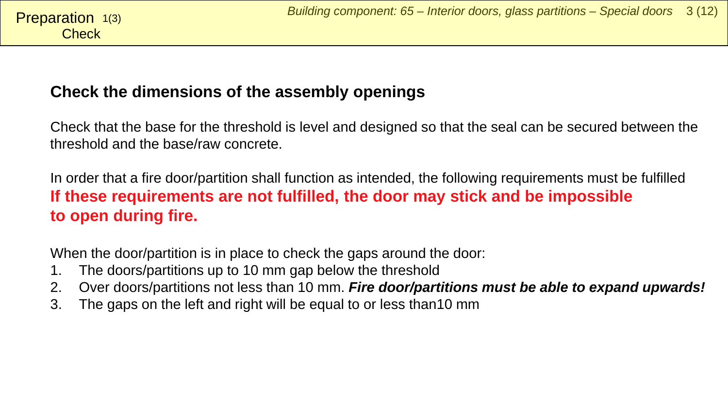Preparation 1(3)
Check

## Check the dimensions of the assembly openings

Check that the base for the threshold is level and designed so that the seal can be secured between the threshold and the base/raw concrete.

In order that a fire door/partition shall function as intended, the following requirements must be fulfilled
**If these requirements are not fulfilled, the door may stick and be impossible to open during fire.**

When the door/partition is in place to check the gaps around the door:

1. The doors/partitions up to 10 mm gap below the threshold
2. Over doors/partitions not less than 10 mm. ***Fire door/partitions must be able to expand upwards!***
3. The gaps on the left and right will be equal to or less than10 mm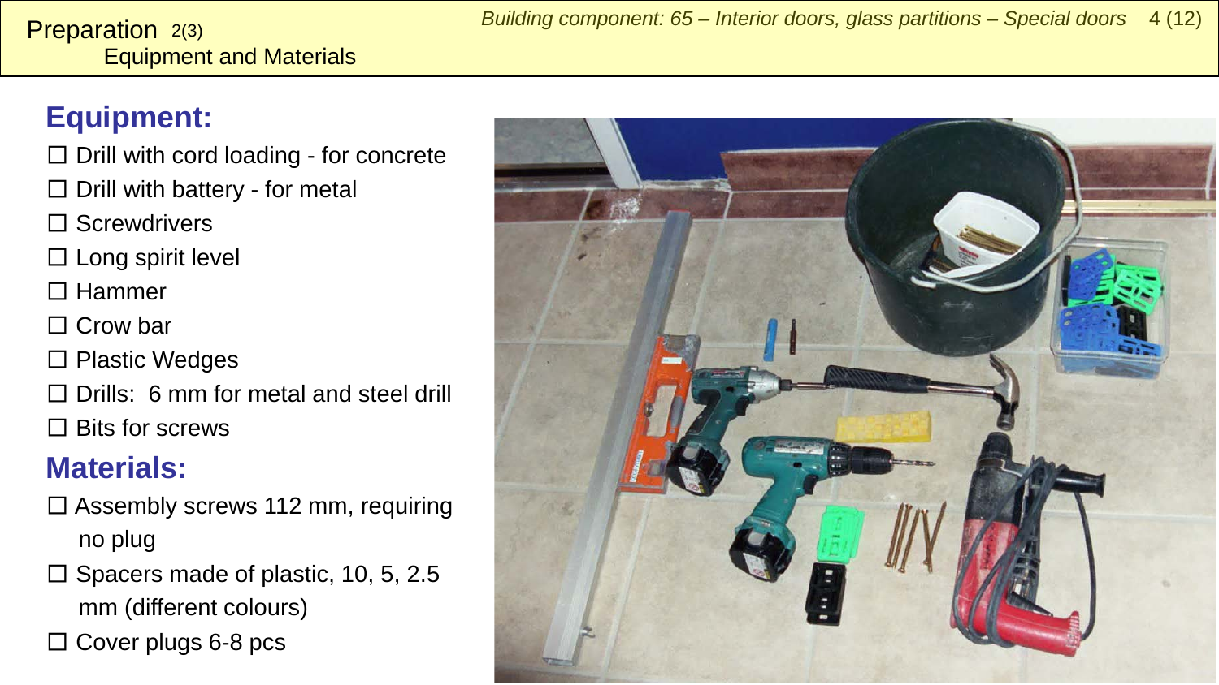# Preparation 2(3)
## Equipment and Materials

## Equipment:

- ☐ Drill with cord loading - for concrete
- ☐ Drill with battery - for metal
- ☐ Screwdrivers
- ☐ Long spirit level
- ☐ Hammer
- ☐ Crow bar
- ☐ Plastic Wedges
- ☐ Drills: 6 mm for metal and steel drill
- ☐ Bits for screws

## Materials:

- ☐ Assembly screws 112 mm, requiring no plug
- ☐ Spacers made of plastic, 10, 5, 2.5 mm (different colours)
- ☐ Cover plugs 6-8 pcs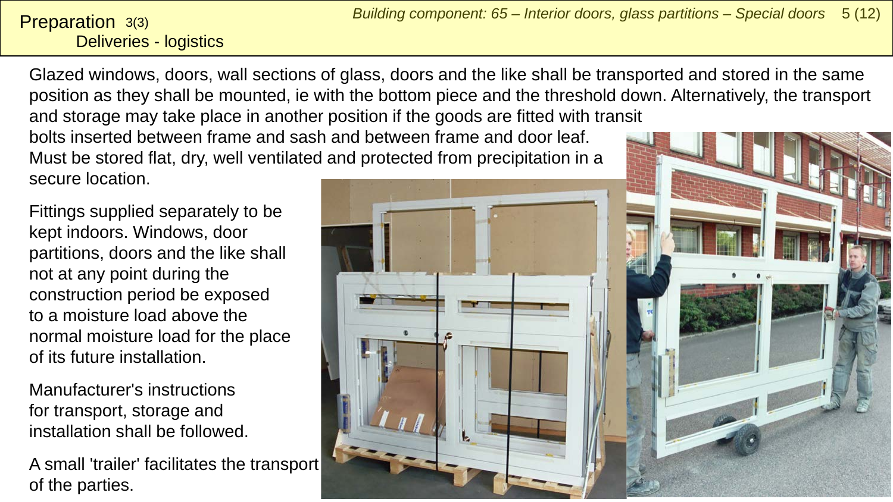# Preparation 3(3)

## Deliveries - logistics

Glazed windows, doors, wall sections of glass, doors and the like shall be transported and stored in the same position as they shall be mounted, ie with the bottom piece and the threshold down. Alternatively, the transport and storage may take place in another position if the goods are fitted with transit bolts inserted between frame and sash and between frame and door leaf. Must be stored flat, dry, well ventilated and protected from precipitation in a secure location.

Fittings supplied separately to be kept indoors. Windows, door partitions, doors and the like shall not at any point during the construction period be exposed to a moisture load above the normal moisture load for the place of its future installation.

Manufacturer's instructions for transport, storage and installation shall be followed.

A small 'trailer' facilitates the transport of the parties.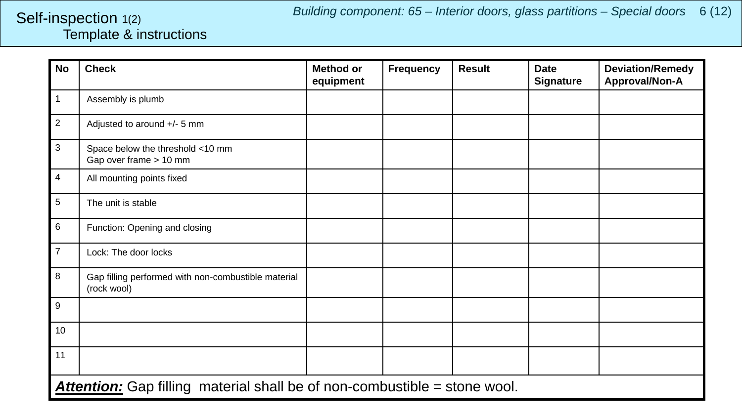# Self-inspection 1(2)

## Template & instructions

*Building component: 65 – Interior doors, glass partitions – Special doors*

| No | Check | Method or equipment | Frequency | Result | Date Signature | Deviation/Remedy Approval/Non-A |
|---|---|---|---|---|---|---|
| 1 | Assembly is plumb | | | | | |
| 2 | Adjusted to around +/- 5 mm | | | | | |
| 3 | Space below the threshold <10 mm<br>Gap over frame > 10 mm | | | | | |
| 4 | All mounting points fixed | | | | | |
| 5 | The unit is stable | | | | | |
| 6 | Function: Opening and closing | | | | | |
| 7 | Lock: The door locks | | | | | |
| 8 | Gap filling performed with non-combustible material (rock wool) | | | | | |
| 9 | | | | | | |
| 10 | | | | | | |
| 11 | | | | | | |

***Attention:*** Gap filling material shall be of non-combustible = stone wool.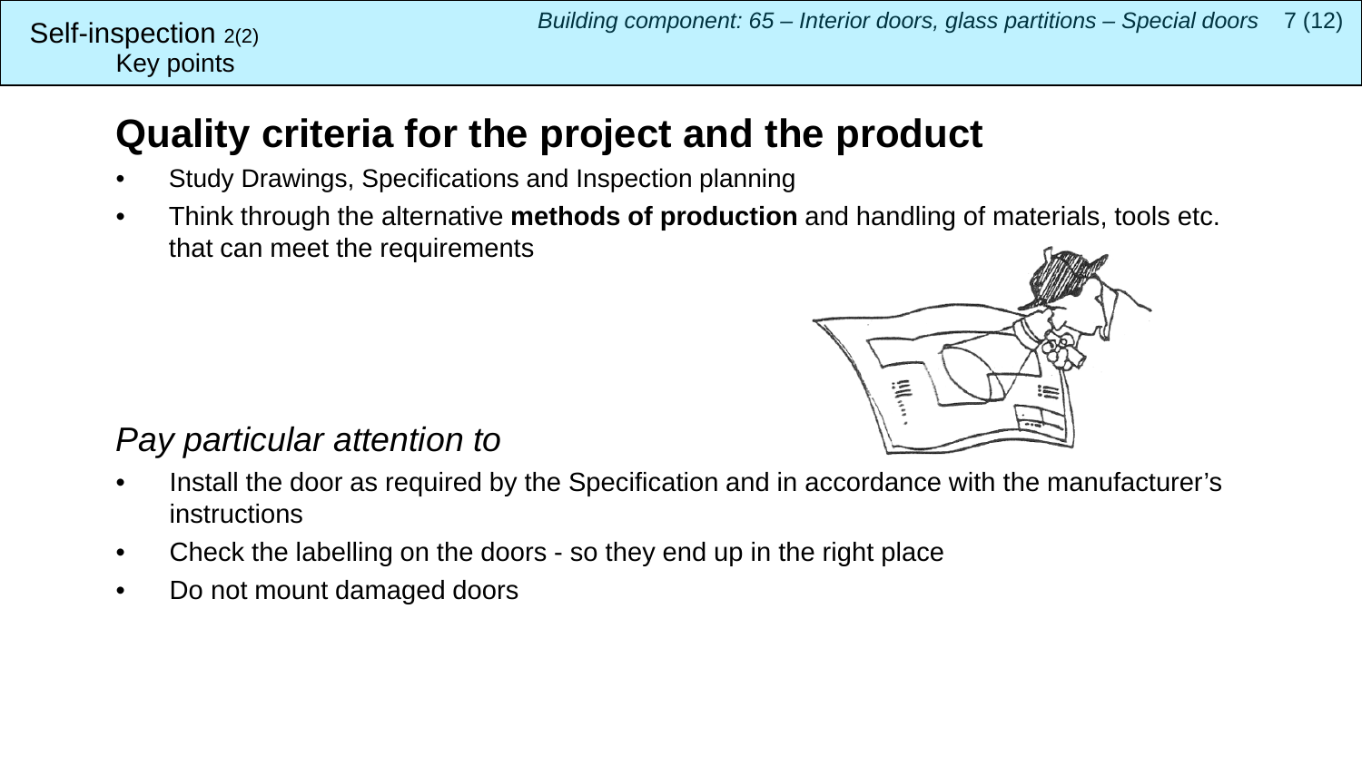# Quality criteria for the project and the product

- Study Drawings, Specifications and Inspection planning
- Think through the alternative **methods of production** and handling of materials, tools etc. that can meet the requirements

*Pay particular attention to*

- Install the door as required by the Specification and in accordance with the manufacturer's instructions
- Check the labelling on the doors - so they end up in the right place
- Do not mount damaged doors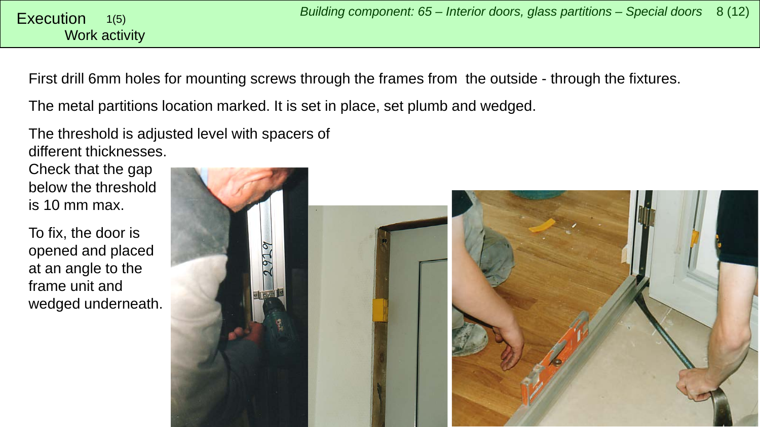# Execution 1(5)

## Work activity

First drill 6mm holes for mounting screws through the frames from the outside - through the fixtures.

The metal partitions location marked. It is set in place, set plumb and wedged.

The threshold is adjusted level with spacers of different thicknesses.

Check that the gap below the threshold is 10 mm max.

To fix, the door is opened and placed at an angle to the frame unit and wedged underneath.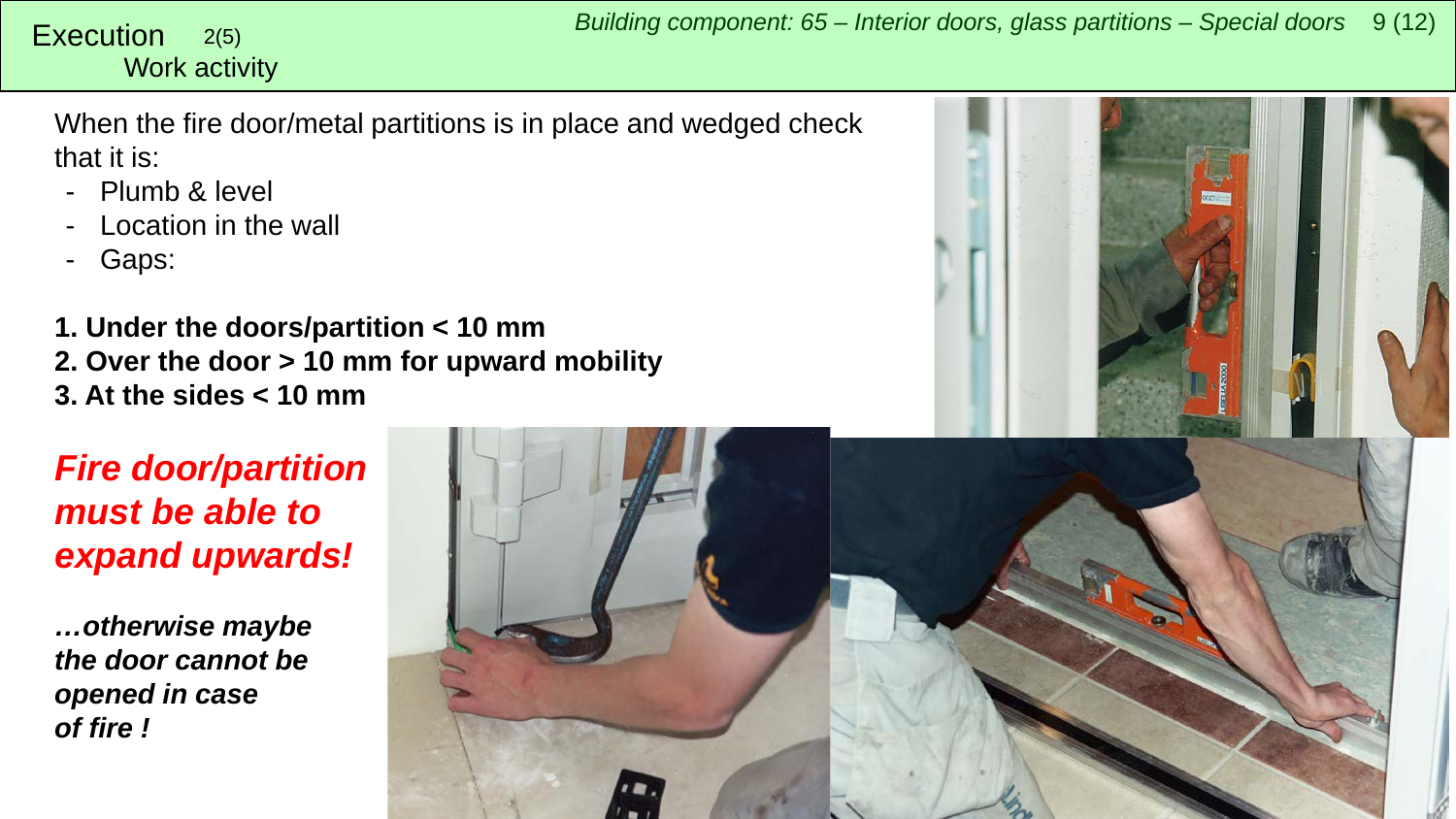# Execution 2(5)

## Work activity

When the fire door/metal partitions is in place and wedged check that it is:

- Plumb & level
- Location in the wall
- Gaps:

**1. Under the doors/partition < 10 mm**
**2. Over the door > 10 mm for upward mobility**
**3. At the sides < 10 mm**

***Fire door/partition must be able to expand upwards!***

***…otherwise maybe the door cannot be opened in case of fire !***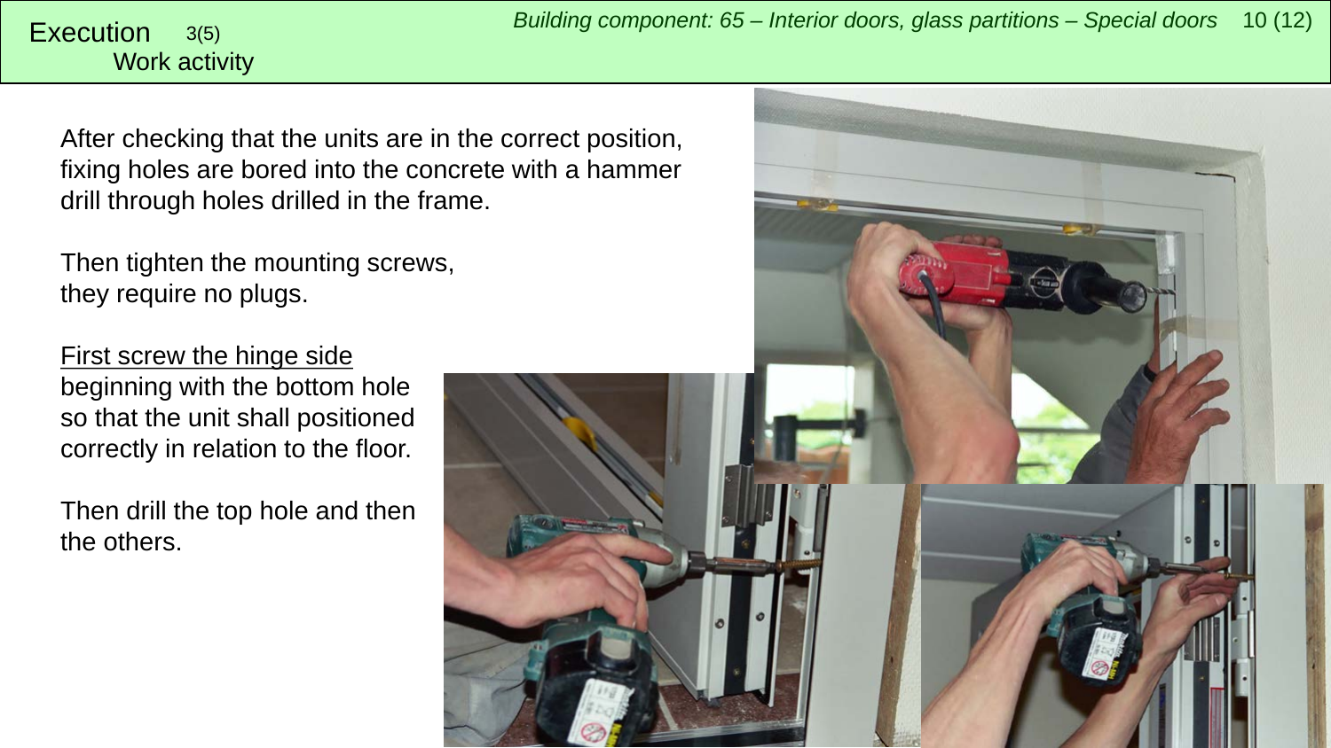Execution 3(5)
Work activity

After checking that the units are in the correct position, fixing holes are bored into the concrete with a hammer drill through holes drilled in the frame.

Then tighten the mounting screws, they require no plugs.

First screw the hinge side beginning with the bottom hole so that the unit shall positioned correctly in relation to the floor.

Then drill the top hole and then the others.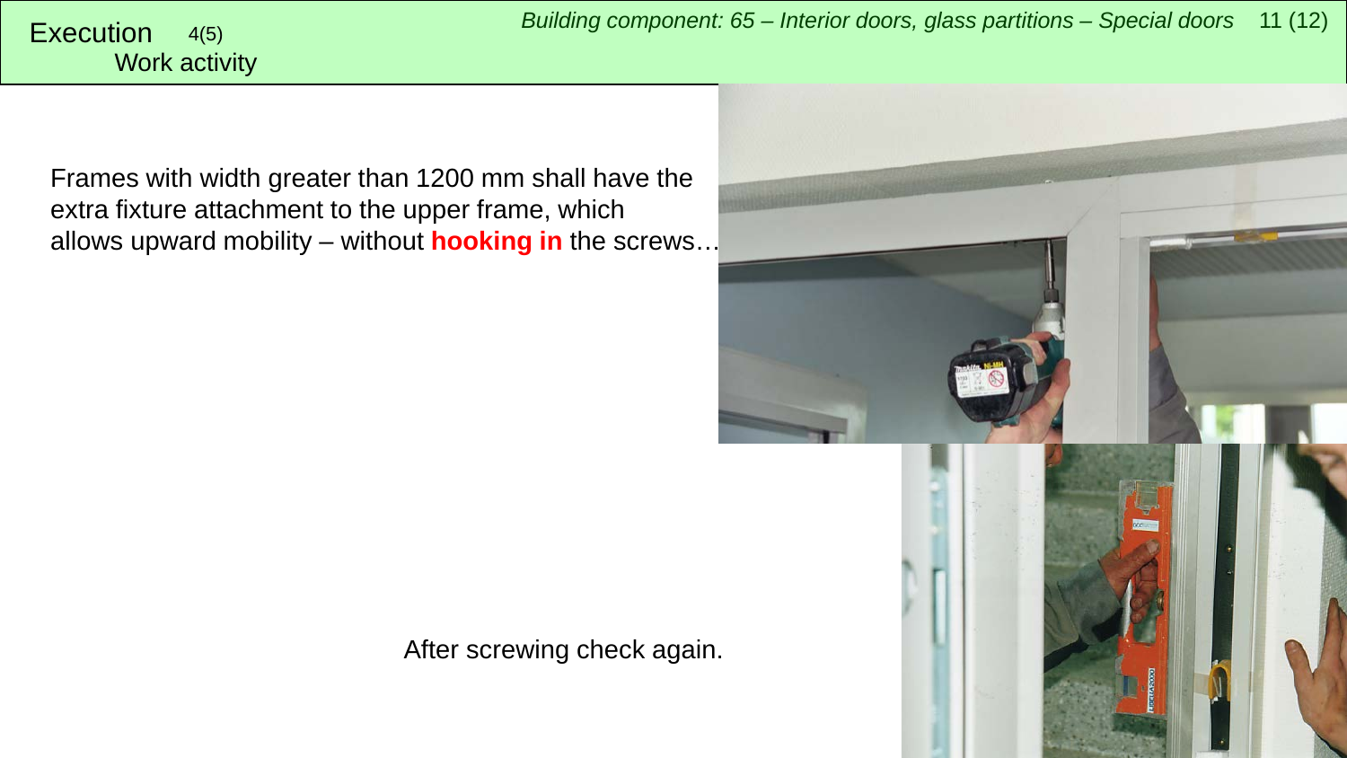# Execution 4(5)

## Work activity

Frames with width greater than 1200 mm shall have the extra fixture attachment to the upper frame, which allows upward mobility – without **hooking in** the screws…

After screwing check again.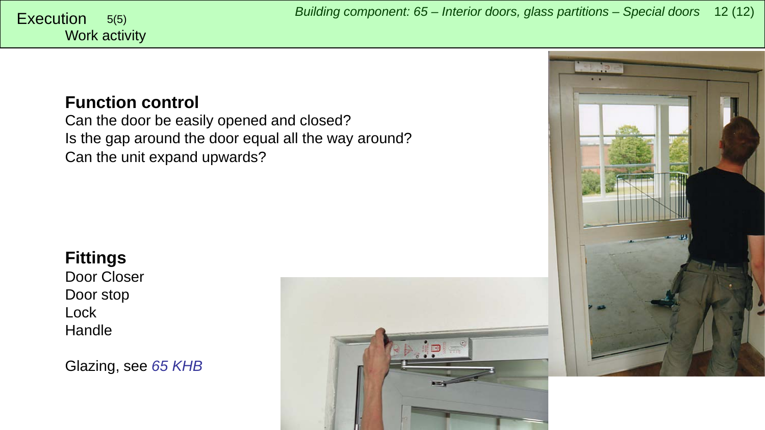Execution 5(5)
Work activity

## Function control

Can the door be easily opened and closed?
Is the gap around the door equal all the way around?
Can the unit expand upwards?

## Fittings

Door Closer
Door stop
Lock
Handle

Glazing, see *65 KHB*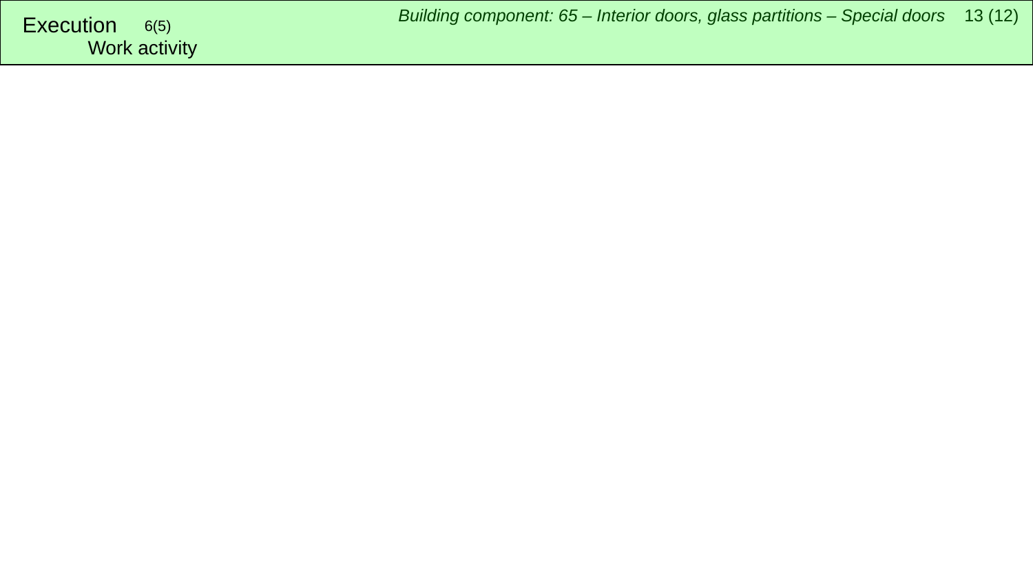# Execution 6(5)

## Work activity